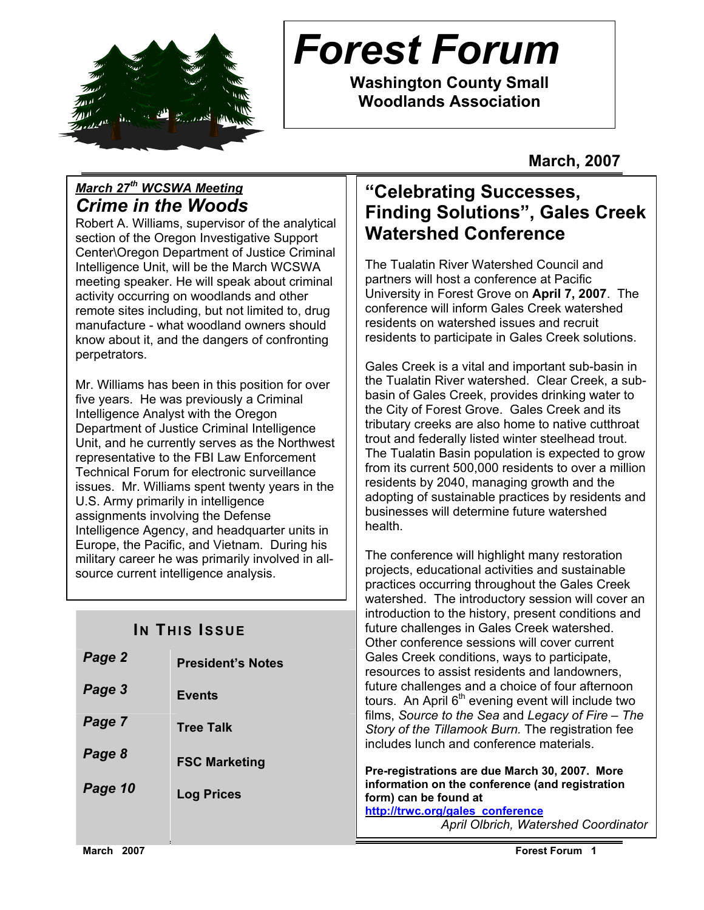# Forest Forum

**Washington County Small Woodlands Association**

**March, 2007**

***March 27th WCSWA Meeting***

## *Crime in the Woods*

Robert A. Williams, supervisor of the analytical section of the Oregon Investigative Support Center\Oregon Department of Justice Criminal Intelligence Unit, will be the March WCSWA meeting speaker. He will speak about criminal activity occurring on woodlands and other remote sites including, but not limited to, drug manufacture - what woodland owners should know about it, and the dangers of confronting perpetrators.

Mr. Williams has been in this position for over five years. He was previously a Criminal Intelligence Analyst with the Oregon Department of Justice Criminal Intelligence Unit, and he currently serves as the Northwest representative to the FBI Law Enforcement Technical Forum for electronic surveillance issues. Mr. Williams spent twenty years in the U.S. Army primarily in intelligence assignments involving the Defense Intelligence Agency, and headquarter units in Europe, the Pacific, and Vietnam. During his military career he was primarily involved in all-source current intelligence analysis.

### IN THIS ISSUE

| | |
|---|---|
| ***Page 2*** | **President's Notes** |
| ***Page 3*** | **Events** |
| ***Page 7*** | **Tree Talk** |
| ***Page 8*** | **FSC Marketing** |
| ***Page 10*** | **Log Prices** |

## "Celebrating Successes, Finding Solutions", Gales Creek Watershed Conference

The Tualatin River Watershed Council and partners will host a conference at Pacific University in Forest Grove on **April 7, 2007**. The conference will inform Gales Creek watershed residents on watershed issues and recruit residents to participate in Gales Creek solutions.

Gales Creek is a vital and important sub-basin in the Tualatin River watershed. Clear Creek, a sub-basin of Gales Creek, provides drinking water to the City of Forest Grove. Gales Creek and its tributary creeks are also home to native cutthroat trout and federally listed winter steelhead trout. The Tualatin Basin population is expected to grow from its current 500,000 residents to over a million residents by 2040, managing growth and the adopting of sustainable practices by residents and businesses will determine future watershed health.

The conference will highlight many restoration projects, educational activities and sustainable practices occurring throughout the Gales Creek watershed. The introductory session will cover an introduction to the history, present conditions and future challenges in Gales Creek watershed. Other conference sessions will cover current Gales Creek conditions, ways to participate, resources to assist residents and landowners, future challenges and a choice of four afternoon tours. An April 6th evening event will include two films, *Source to the Sea* and *Legacy of Fire – The Story of the Tillamook Burn.* The registration fee includes lunch and conference materials.

**Pre-registrations are due March 30, 2007. More information on the conference (and registration form) can be found at [http://trwc.org/gales_conference](http://trwc.org/gales_conference)**

*April Olbrich, Watershed Coordinator*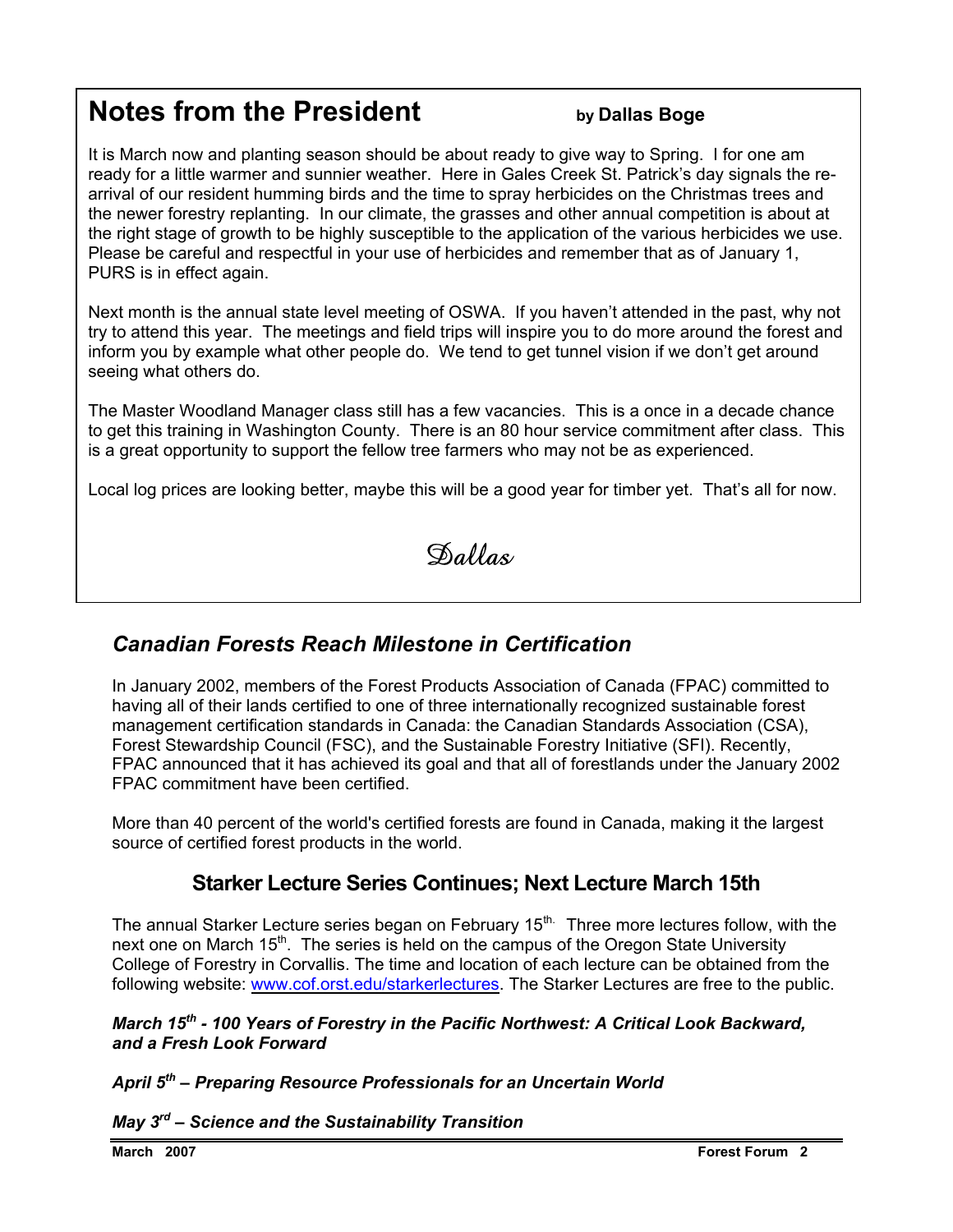## Notes from the President

**by Dallas Boge**

It is March now and planting season should be about ready to give way to Spring. I for one am ready for a little warmer and sunnier weather. Here in Gales Creek St. Patrick's day signals the re-arrival of our resident humming birds and the time to spray herbicides on the Christmas trees and the newer forestry replanting. In our climate, the grasses and other annual competition is about at the right stage of growth to be highly susceptible to the application of the various herbicides we use. Please be careful and respectful in your use of herbicides and remember that as of January 1, PURS is in effect again.

Next month is the annual state level meeting of OSWA. If you haven't attended in the past, why not try to attend this year. The meetings and field trips will inspire you to do more around the forest and inform you by example what other people do. We tend to get tunnel vision if we don't get around seeing what others do.

The Master Woodland Manager class still has a few vacancies. This is a once in a decade chance to get this training in Washington County. There is an 80 hour service commitment after class. This is a great opportunity to support the fellow tree farmers who may not be as experienced.

Local log prices are looking better, maybe this will be a good year for timber yet. That's all for now.

Dallas

## *Canadian Forests Reach Milestone in Certification*

In January 2002, members of the Forest Products Association of Canada (FPAC) committed to having all of their lands certified to one of three internationally recognized sustainable forest management certification standards in Canada: the Canadian Standards Association (CSA), Forest Stewardship Council (FSC), and the Sustainable Forestry Initiative (SFI). Recently, FPAC announced that it has achieved its goal and that all of forestlands under the January 2002 FPAC commitment have been certified.

More than 40 percent of the world's certified forests are found in Canada, making it the largest source of certified forest products in the world.

## Starker Lecture Series Continues; Next Lecture March 15th

The annual Starker Lecture series began on February 15th. Three more lectures follow, with the next one on March 15th. The series is held on the campus of the Oregon State University College of Forestry in Corvallis. The time and location of each lecture can be obtained from the following website: www.cof.orst.edu/starkerlectures. The Starker Lectures are free to the public.

***March 15th - 100 Years of Forestry in the Pacific Northwest: A Critical Look Backward, and a Fresh Look Forward***

***April 5th – Preparing Resource Professionals for an Uncertain World***

***May 3rd – Science and the Sustainability Transition***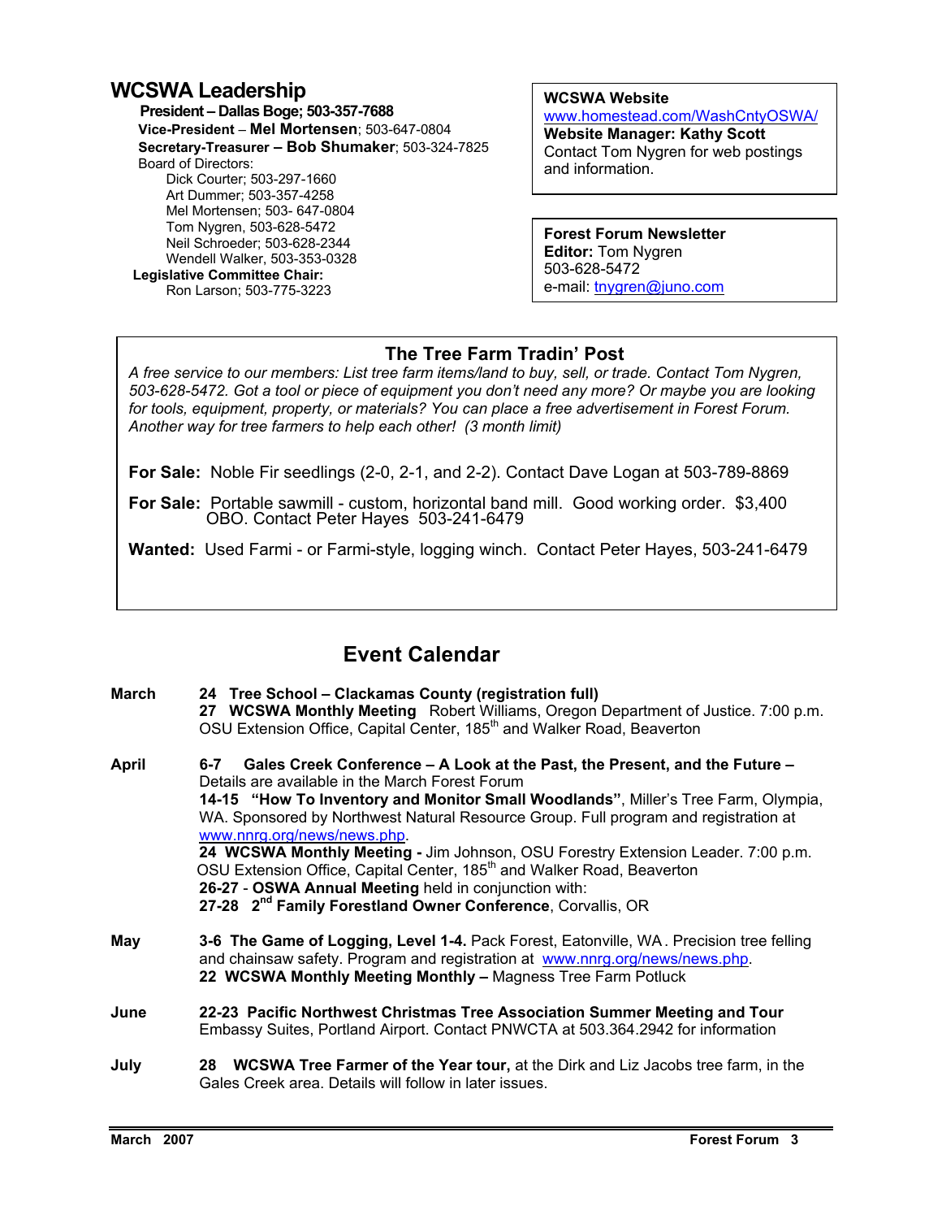## WCSWA Leadership

**President – Dallas Boge; 503-357-7688**
**Vice-President – Mel Mortensen**; 503-647-0804
**Secretary-Treasurer – Bob Shumaker**; 503-324-7825
Board of Directors:
Dick Courter; 503-297-1660
Art Dummer; 503-357-4258
Mel Mortensen; 503- 647-0804
Tom Nygren, 503-628-5472
Neil Schroeder; 503-628-2344
Wendell Walker, 503-353-0328
**Legislative Committee Chair:**
Ron Larson; 503-775-3223

**WCSWA Website**
www.homestead.com/WashCntyOSWA/
**Website Manager: Kathy Scott**
Contact Tom Nygren for web postings and information.

**Forest Forum Newsletter**
**Editor:** Tom Nygren
503-628-5472
e-mail: tnygren@juno.com

### The Tree Farm Tradin' Post

*A free service to our members: List tree farm items/land to buy, sell, or trade. Contact Tom Nygren, 503-628-5472. Got a tool or piece of equipment you don't need any more? Or maybe you are looking for tools, equipment, property, or materials? You can place a free advertisement in Forest Forum. Another way for tree farmers to help each other! (3 month limit)*

**For Sale:** Noble Fir seedlings (2-0, 2-1, and 2-2). Contact Dave Logan at 503-789-8869

**For Sale:** Portable sawmill - custom, horizontal band mill. Good working order. $3,400 OBO. Contact Peter Hayes 503-241-6479

**Wanted:** Used Farmi - or Farmi-style, logging winch. Contact Peter Hayes, 503-241-6479

## Event Calendar

**March**

**24 Tree School – Clackamas County (registration full)**
**27 WCSWA Monthly Meeting** Robert Williams, Oregon Department of Justice. 7:00 p.m. OSU Extension Office, Capital Center, 185th and Walker Road, Beaverton

**April**

**6-7 Gales Creek Conference – A Look at the Past, the Present, and the Future –** Details are available in the March Forest Forum
**14-15 "How To Inventory and Monitor Small Woodlands"**, Miller's Tree Farm, Olympia, WA. Sponsored by Northwest Natural Resource Group. Full program and registration at www.nnrg.org/news/news.php.
**24 WCSWA Monthly Meeting -** Jim Johnson, OSU Forestry Extension Leader. 7:00 p.m. OSU Extension Office, Capital Center, 185th and Walker Road, Beaverton
**26-27 - OSWA Annual Meeting** held in conjunction with:
**27-28 2nd Family Forestland Owner Conference**, Corvallis, OR

**May**

**3-6 The Game of Logging, Level 1-4.** Pack Forest, Eatonville, WA. Precision tree felling and chainsaw safety. Program and registration at www.nnrg.org/news/news.php.
**22 WCSWA Monthly Meeting Monthly –** Magness Tree Farm Potluck

**June**

**22-23 Pacific Northwest Christmas Tree Association Summer Meeting and Tour** Embassy Suites, Portland Airport. Contact PNWCTA at 503.364.2942 for information

**July**

**28 WCSWA Tree Farmer of the Year tour,** at the Dirk and Liz Jacobs tree farm, in the Gales Creek area. Details will follow in later issues.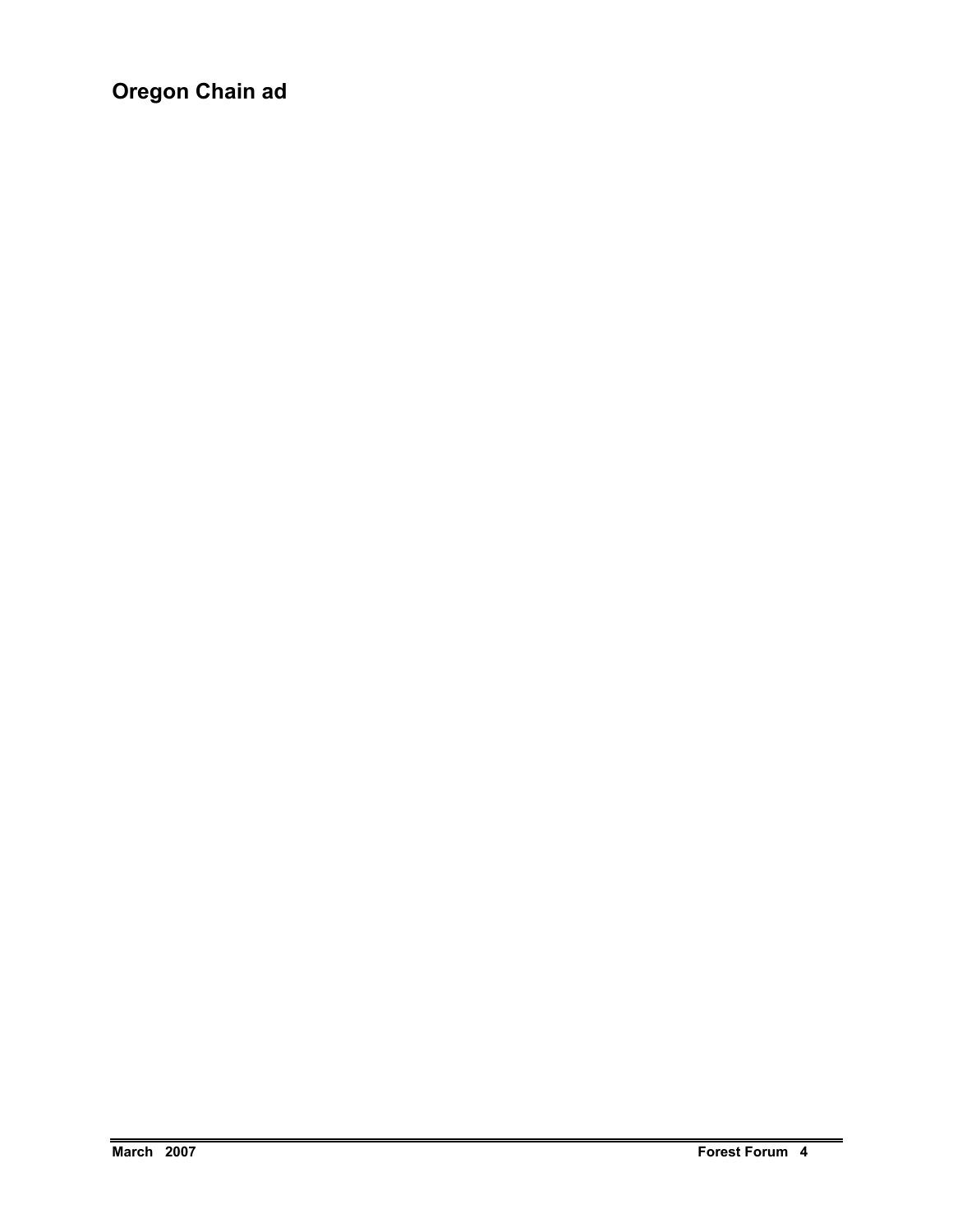## Oregon Chain ad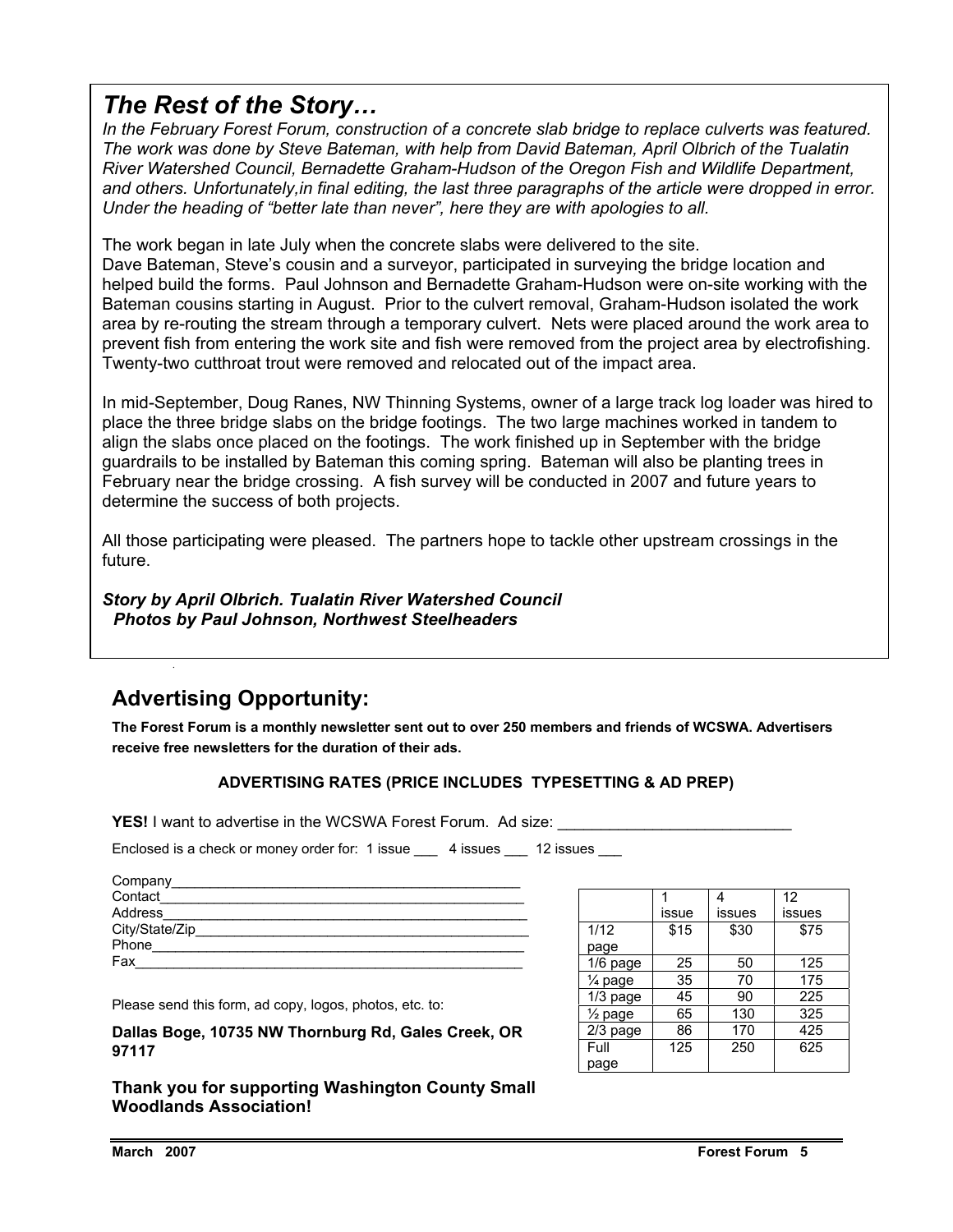## *The Rest of the Story…*

*In the February Forest Forum, construction of a concrete slab bridge to replace culverts was featured. The work was done by Steve Bateman, with help from David Bateman, April Olbrich of the Tualatin River Watershed Council, Bernadette Graham-Hudson of the Oregon Fish and Wildlife Department, and others. Unfortunately,in final editing, the last three paragraphs of the article were dropped in error. Under the heading of "better late than never", here they are with apologies to all.*

The work began in late July when the concrete slabs were delivered to the site.
Dave Bateman, Steve's cousin and a surveyor, participated in surveying the bridge location and helped build the forms. Paul Johnson and Bernadette Graham-Hudson were on-site working with the Bateman cousins starting in August. Prior to the culvert removal, Graham-Hudson isolated the work area by re-routing the stream through a temporary culvert. Nets were placed around the work area to prevent fish from entering the work site and fish were removed from the project area by electrofishing. Twenty-two cutthroat trout were removed and relocated out of the impact area.

In mid-September, Doug Ranes, NW Thinning Systems, owner of a large track log loader was hired to place the three bridge slabs on the bridge footings. The two large machines worked in tandem to align the slabs once placed on the footings. The work finished up in September with the bridge guardrails to be installed by Bateman this coming spring. Bateman will also be planting trees in February near the bridge crossing. A fish survey will be conducted in 2007 and future years to determine the success of both projects.

All those participating were pleased. The partners hope to tackle other upstream crossings in the future.

***Story by April Olbrich. Tualatin River Watershed Council***
***Photos by Paul Johnson, Northwest Steelheaders***

## Advertising Opportunity:

**The Forest Forum is a monthly newsletter sent out to over 250 members and friends of WCSWA. Advertisers receive free newsletters for the duration of their ads.**

**ADVERTISING RATES (PRICE INCLUDES TYPESETTING & AD PREP)**

**YES!** I want to advertise in the WCSWA Forest Forum. Ad size: ___________________________

Enclosed is a check or money order for: 1 issue ___ 4 issues ___ 12 issues ___

Company_____________________________________________
Contact______________________________________________
Address______________________________________________
City/State/Zip_________________________________________
Phone_______________________________________________
Fax_________________________________________________

Please send this form, ad copy, logos, photos, etc. to:

**Dallas Boge, 10735 NW Thornburg Rd, Gales Creek, OR 97117**

**Thank you for supporting Washington County Small Woodlands Association!**

| | 1 issue | 4 issues | 12 issues |
|---|---|---|---|
| 1/12 page | $15 | $30 | $75 |
| 1/6 page | 25 | 50 | 125 |
| ¼ page | 35 | 70 | 175 |
| 1/3 page | 45 | 90 | 225 |
| ½ page | 65 | 130 | 325 |
| 2/3 page | 86 | 170 | 425 |
| Full page | 125 | 250 | 625 |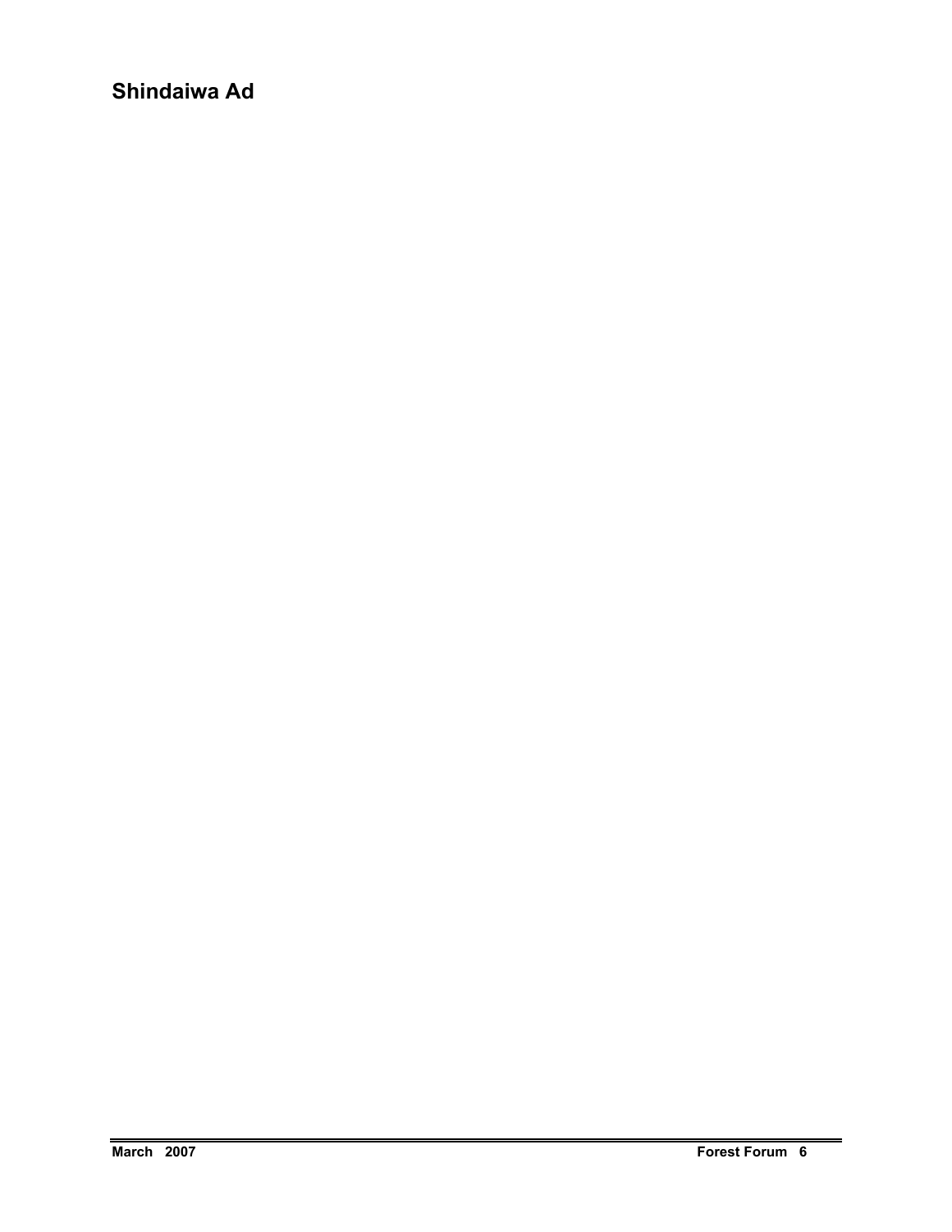## Shindaiwa Ad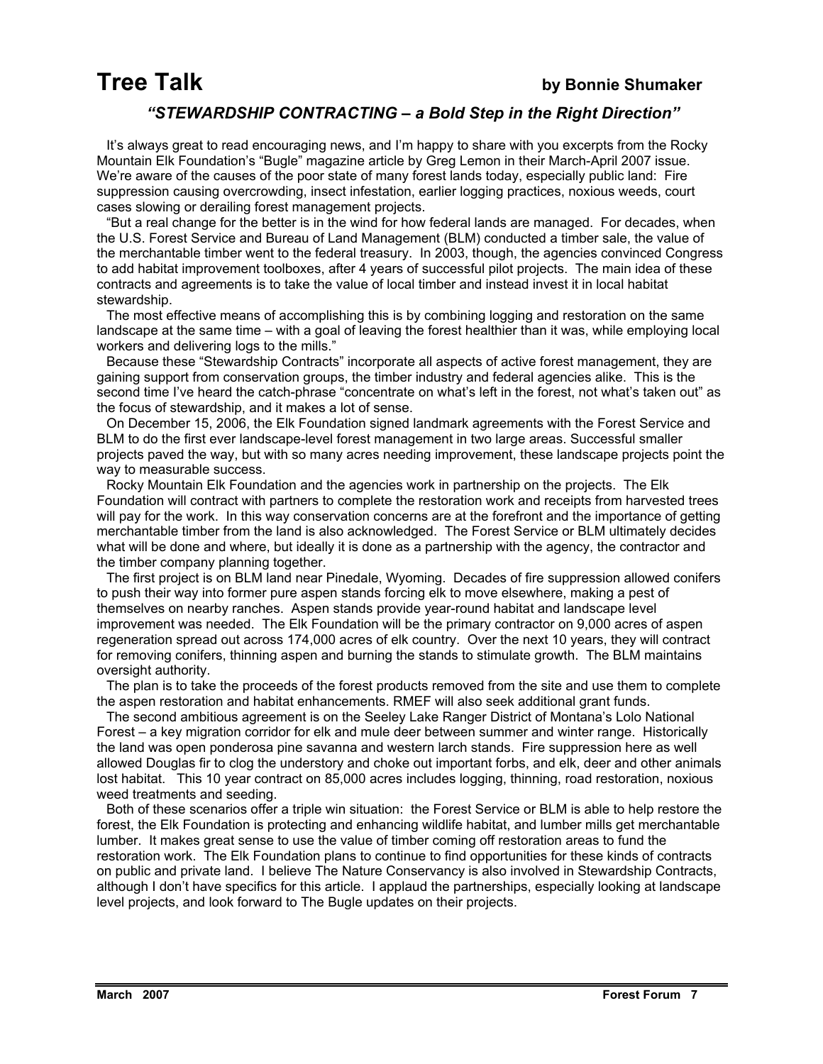# Tree Talk

**by Bonnie Shumaker**

### *"STEWARDSHIP CONTRACTING – a Bold Step in the Right Direction"*

It's always great to read encouraging news, and I'm happy to share with you excerpts from the Rocky Mountain Elk Foundation's "Bugle" magazine article by Greg Lemon in their March-April 2007 issue. We're aware of the causes of the poor state of many forest lands today, especially public land: Fire suppression causing overcrowding, insect infestation, earlier logging practices, noxious weeds, court cases slowing or derailing forest management projects.

"But a real change for the better is in the wind for how federal lands are managed. For decades, when the U.S. Forest Service and Bureau of Land Management (BLM) conducted a timber sale, the value of the merchantable timber went to the federal treasury. In 2003, though, the agencies convinced Congress to add habitat improvement toolboxes, after 4 years of successful pilot projects. The main idea of these contracts and agreements is to take the value of local timber and instead invest it in local habitat stewardship.

The most effective means of accomplishing this is by combining logging and restoration on the same landscape at the same time – with a goal of leaving the forest healthier than it was, while employing local workers and delivering logs to the mills."

Because these "Stewardship Contracts" incorporate all aspects of active forest management, they are gaining support from conservation groups, the timber industry and federal agencies alike. This is the second time I've heard the catch-phrase "concentrate on what's left in the forest, not what's taken out" as the focus of stewardship, and it makes a lot of sense.

On December 15, 2006, the Elk Foundation signed landmark agreements with the Forest Service and BLM to do the first ever landscape-level forest management in two large areas. Successful smaller projects paved the way, but with so many acres needing improvement, these landscape projects point the way to measurable success.

Rocky Mountain Elk Foundation and the agencies work in partnership on the projects. The Elk Foundation will contract with partners to complete the restoration work and receipts from harvested trees will pay for the work. In this way conservation concerns are at the forefront and the importance of getting merchantable timber from the land is also acknowledged. The Forest Service or BLM ultimately decides what will be done and where, but ideally it is done as a partnership with the agency, the contractor and the timber company planning together.

The first project is on BLM land near Pinedale, Wyoming. Decades of fire suppression allowed conifers to push their way into former pure aspen stands forcing elk to move elsewhere, making a pest of themselves on nearby ranches. Aspen stands provide year-round habitat and landscape level improvement was needed. The Elk Foundation will be the primary contractor on 9,000 acres of aspen regeneration spread out across 174,000 acres of elk country. Over the next 10 years, they will contract for removing conifers, thinning aspen and burning the stands to stimulate growth. The BLM maintains oversight authority.

The plan is to take the proceeds of the forest products removed from the site and use them to complete the aspen restoration and habitat enhancements. RMEF will also seek additional grant funds.

The second ambitious agreement is on the Seeley Lake Ranger District of Montana's Lolo National Forest – a key migration corridor for elk and mule deer between summer and winter range. Historically the land was open ponderosa pine savanna and western larch stands. Fire suppression here as well allowed Douglas fir to clog the understory and choke out important forbs, and elk, deer and other animals lost habitat. This 10 year contract on 85,000 acres includes logging, thinning, road restoration, noxious weed treatments and seeding.

Both of these scenarios offer a triple win situation: the Forest Service or BLM is able to help restore the forest, the Elk Foundation is protecting and enhancing wildlife habitat, and lumber mills get merchantable lumber. It makes great sense to use the value of timber coming off restoration areas to fund the restoration work. The Elk Foundation plans to continue to find opportunities for these kinds of contracts on public and private land. I believe The Nature Conservancy is also involved in Stewardship Contracts, although I don't have specifics for this article. I applaud the partnerships, especially looking at landscape level projects, and look forward to The Bugle updates on their projects.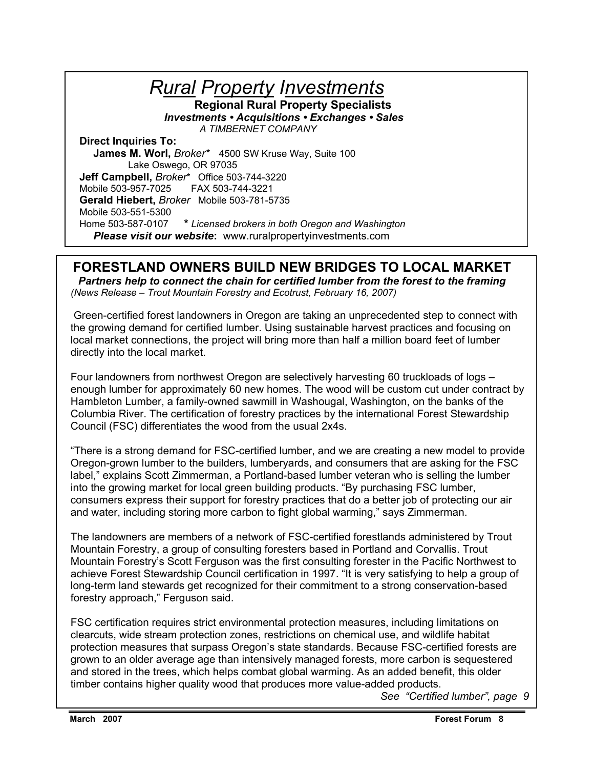# *Rural Property Investments*

**Regional Rural Property Specialists**

***Investments • Acquisitions • Exchanges • Sales***

*A TIMBERNET COMPANY*

**Direct Inquiries To:**

**James M. Worl,** *Broker** 4500 SW Kruse Way, Suite 100
Lake Oswego, OR 97035

**Jeff Campbell,** *Broker** Office 503-744-3220
Mobile 503-957-7025 FAX 503-744-3221

**Gerald Hiebert,** *Broker* Mobile 503-781-5735
Mobile 503-551-5300
Home 503-587-0107 *** *Licensed brokers in both Oregon and Washington*

***Please visit our website*:** www.ruralpropertyinvestments.com

## FORESTLAND OWNERS BUILD NEW BRIDGES TO LOCAL MARKET

***Partners help to connect the chain for certified lumber from the forest to the framing***

*(News Release – Trout Mountain Forestry and Ecotrust, February 16, 2007)*

Green-certified forest landowners in Oregon are taking an unprecedented step to connect with the growing demand for certified lumber. Using sustainable harvest practices and focusing on local market connections, the project will bring more than half a million board feet of lumber directly into the local market.

Four landowners from northwest Oregon are selectively harvesting 60 truckloads of logs – enough lumber for approximately 60 new homes. The wood will be custom cut under contract by Hambleton Lumber, a family-owned sawmill in Washougal, Washington, on the banks of the Columbia River. The certification of forestry practices by the international Forest Stewardship Council (FSC) differentiates the wood from the usual 2x4s.

"There is a strong demand for FSC-certified lumber, and we are creating a new model to provide Oregon-grown lumber to the builders, lumberyards, and consumers that are asking for the FSC label," explains Scott Zimmerman, a Portland-based lumber veteran who is selling the lumber into the growing market for local green building products. "By purchasing FSC lumber, consumers express their support for forestry practices that do a better job of protecting our air and water, including storing more carbon to fight global warming," says Zimmerman.

The landowners are members of a network of FSC-certified forestlands administered by Trout Mountain Forestry, a group of consulting foresters based in Portland and Corvallis. Trout Mountain Forestry's Scott Ferguson was the first consulting forester in the Pacific Northwest to achieve Forest Stewardship Council certification in 1997. "It is very satisfying to help a group of long-term land stewards get recognized for their commitment to a strong conservation-based forestry approach," Ferguson said.

FSC certification requires strict environmental protection measures, including limitations on clearcuts, wide stream protection zones, restrictions on chemical use, and wildlife habitat protection measures that surpass Oregon's state standards. Because FSC-certified forests are grown to an older average age than intensively managed forests, more carbon is sequestered and stored in the trees, which helps combat global warming. As an added benefit, this older timber contains higher quality wood that produces more value-added products.

*See "Certified lumber", page 9*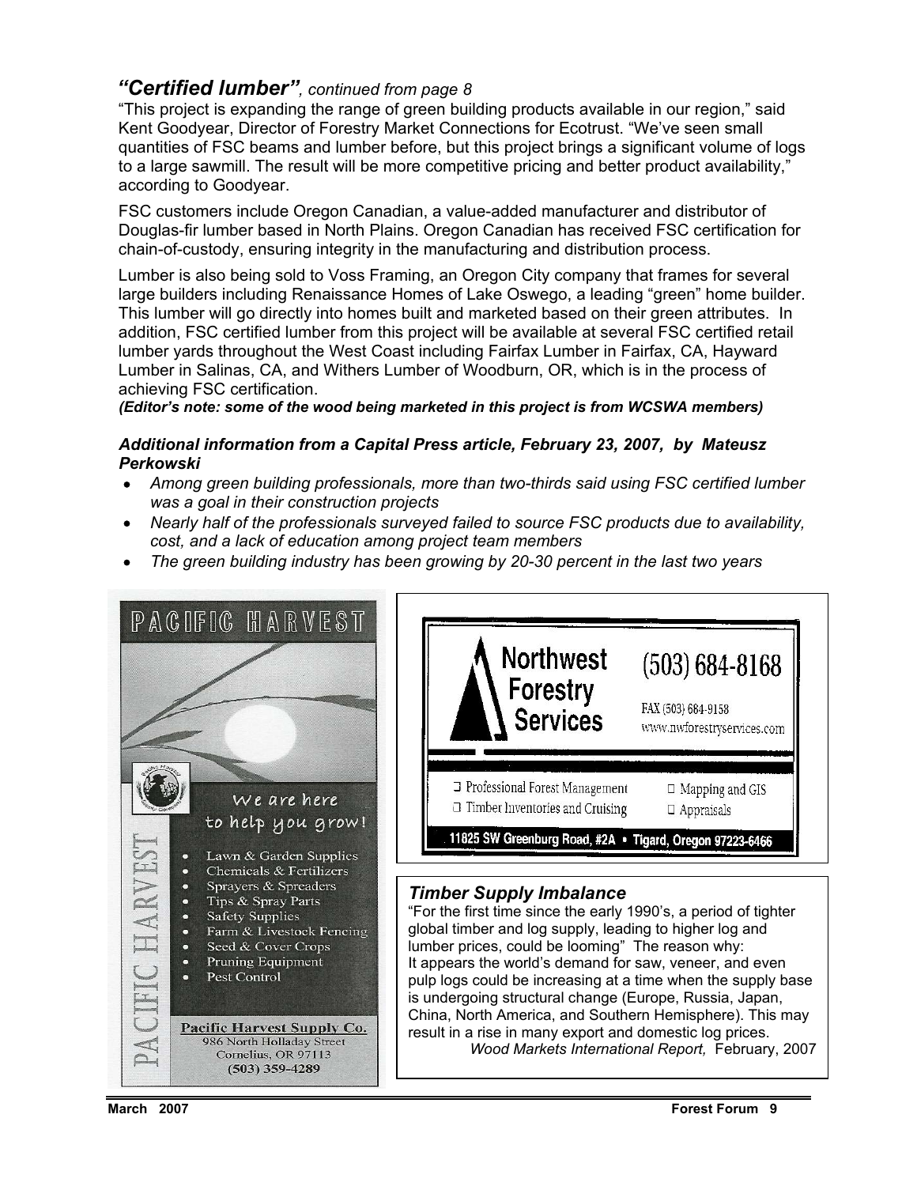## *"Certified lumber"*, *continued from page 8*

"This project is expanding the range of green building products available in our region," said Kent Goodyear, Director of Forestry Market Connections for Ecotrust. "We've seen small quantities of FSC beams and lumber before, but this project brings a significant volume of logs to a large sawmill. The result will be more competitive pricing and better product availability," according to Goodyear.

FSC customers include Oregon Canadian, a value-added manufacturer and distributor of Douglas-fir lumber based in North Plains. Oregon Canadian has received FSC certification for chain-of-custody, ensuring integrity in the manufacturing and distribution process.

Lumber is also being sold to Voss Framing, an Oregon City company that frames for several large builders including Renaissance Homes of Lake Oswego, a leading "green" home builder. This lumber will go directly into homes built and marketed based on their green attributes. In addition, FSC certified lumber from this project will be available at several FSC certified retail lumber yards throughout the West Coast including Fairfax Lumber in Fairfax, CA, Hayward Lumber in Salinas, CA, and Withers Lumber of Woodburn, OR, which is in the process of achieving FSC certification.

***(Editor's note: some of the wood being marketed in this project is from WCSWA members)***

### *Additional information from a Capital Press article, February 23, 2007, by Mateusz Perkowski*

- *Among green building professionals, more than two-thirds said using FSC certified lumber was a goal in their construction projects*
- *Nearly half of the professionals surveyed failed to source FSC products due to availability, cost, and a lack of education among project team members*
- *The green building industry has been growing by 20-30 percent in the last two years*

---

**PACIFIC HARVEST**

We are here to help you grow!

- Lawn & Garden Supplies
- Chemicals & Fertilizers
- Sprayers & Spreaders
- Tips & Spray Parts
- Safety Supplies
- Farm & Livestock Fencing
- Seed & Cover Crops
- Pruning Equipment
- Pest Control

**Pacific Harvest Supply Co.**
986 North Holladay Street
Cornelius, OR 97113
(503) 359-4289

---

**Northwest Forestry Services**

(503) 684-8168
FAX (503) 684-9158
www.nwforestryservices.com

- Professional Forest Management
- Timber Inventories and Cruising
- Mapping and GIS
- Appraisals

11825 SW Greenburg Road, #2A • Tigard, Oregon 97223-6466

---

### *Timber Supply Imbalance*

"For the first time since the early 1990's, a period of tighter global timber and log supply, leading to higher log and lumber prices, could be looming" The reason why: It appears the world's demand for saw, veneer, and even pulp logs could be increasing at a time when the supply base is undergoing structural change (Europe, Russia, Japan, China, North America, and Southern Hemisphere). This may result in a rise in many export and domestic log prices.

*Wood Markets International Report,* February, 2007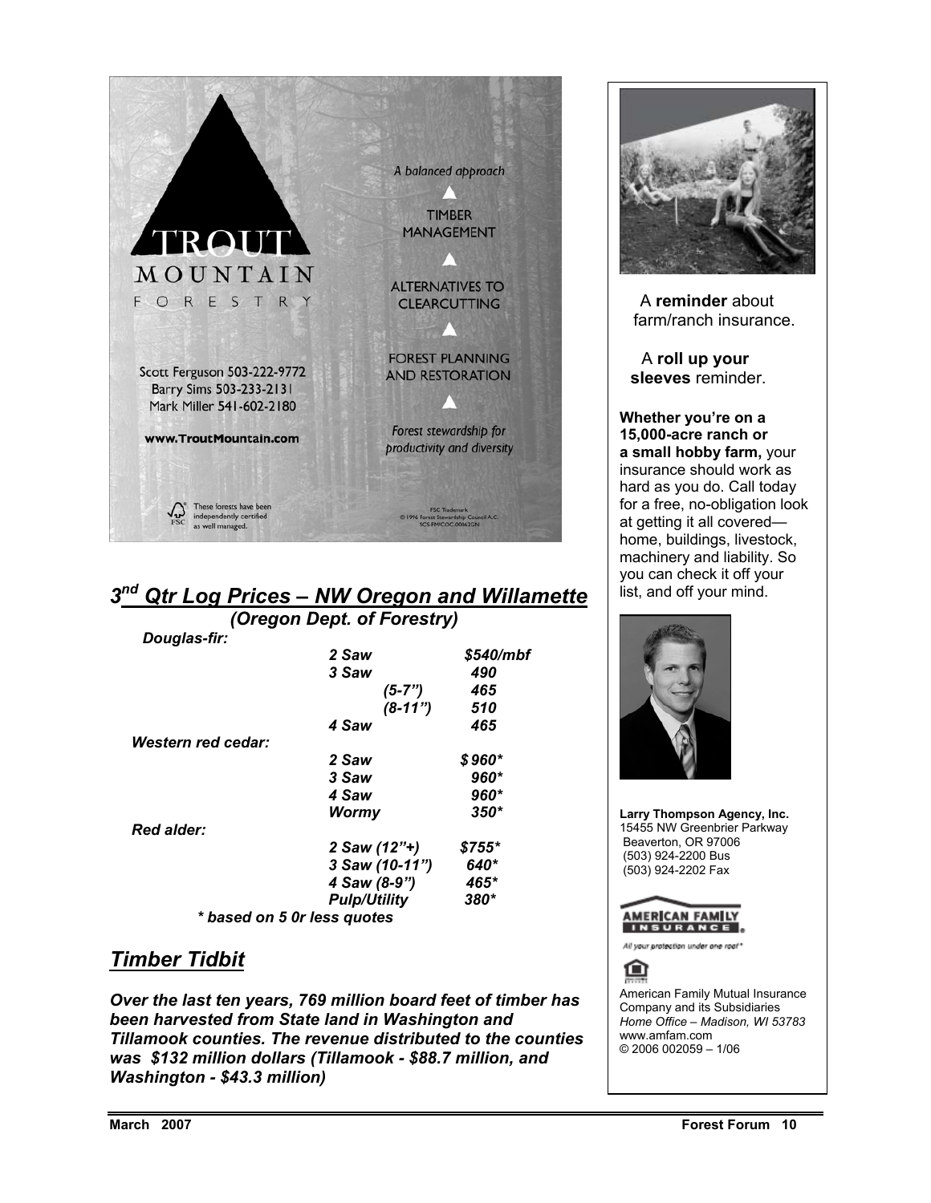TROUT MOUNTAIN FORESTRY

A balanced approach

TIMBER MANAGEMENT

ALTERNATIVES TO CLEARCUTTING

FOREST PLANNING AND RESTORATION

Forest stewardship for productivity and diversity

Scott Ferguson 503-222-9772
Barry Sims 503-233-2131
Mark Miller 541-602-2180

www.TroutMountain.com

These forests have been independently certified as well managed.

FSC Trademark
© 1996 Forest Stewardship Council A.C.
SCS-FM/COC-00062GN

## *3rd Qtr Log Prices – NW Oregon and Willamette*

### *(Oregon Dept. of Forestry)*

| Species | Grade | Price |
|---|---|---|
| ***Douglas-fir:*** | | |
| | ***2 Saw*** | ***$540/mbf*** |
| | ***3 Saw*** | ***490*** |
| | ***(5-7")*** | ***465*** |
| | ***(8-11")*** | ***510*** |
| | ***4 Saw*** | ***465*** |
| ***Western red cedar:*** | | |
| | ***2 Saw*** | ***$960**** |
| | ***3 Saw*** | ***960**** |
| | ***4 Saw*** | ***960**** |
| | ***Wormy*** | ***350**** |
| ***Red alder:*** | | |
| | ***2 Saw (12"+)*** | ***$755**** |
| | ***3 Saw (10-11")*** | ***640**** |
| | ***4 Saw (8-9")*** | ***465**** |
| | ***Pulp/Utility*** | ***380**** |

****** *based on 5 0r less quotes*

## *Timber Tidbit*

***Over the last ten years, 769 million board feet of timber has been harvested from State land in Washington and Tillamook counties. The revenue distributed to the counties was $132 million dollars (Tillamook - $88.7 million, and Washington - $43.3 million)***

---

A **reminder** about farm/ranch insurance.

A **roll up your sleeves** reminder.

**Whether you're on a 15,000-acre ranch or a small hobby farm,** your insurance should work as hard as you do. Call today for a free, no-obligation look at getting it all covered—home, buildings, livestock, machinery and liability. So you can check it off your list, and off your mind.

**Larry Thompson Agency, Inc.**
15455 NW Greenbrier Parkway
Beaverton, OR 97006
(503) 924-2200 Bus
(503) 924-2202 Fax

AMERICAN FAMILY INSURANCE

*All your protection under one roof®*

American Family Mutual Insurance Company and its Subsidiaries
*Home Office – Madison, WI 53783*
www.amfam.com
© 2006 002059 – 1/06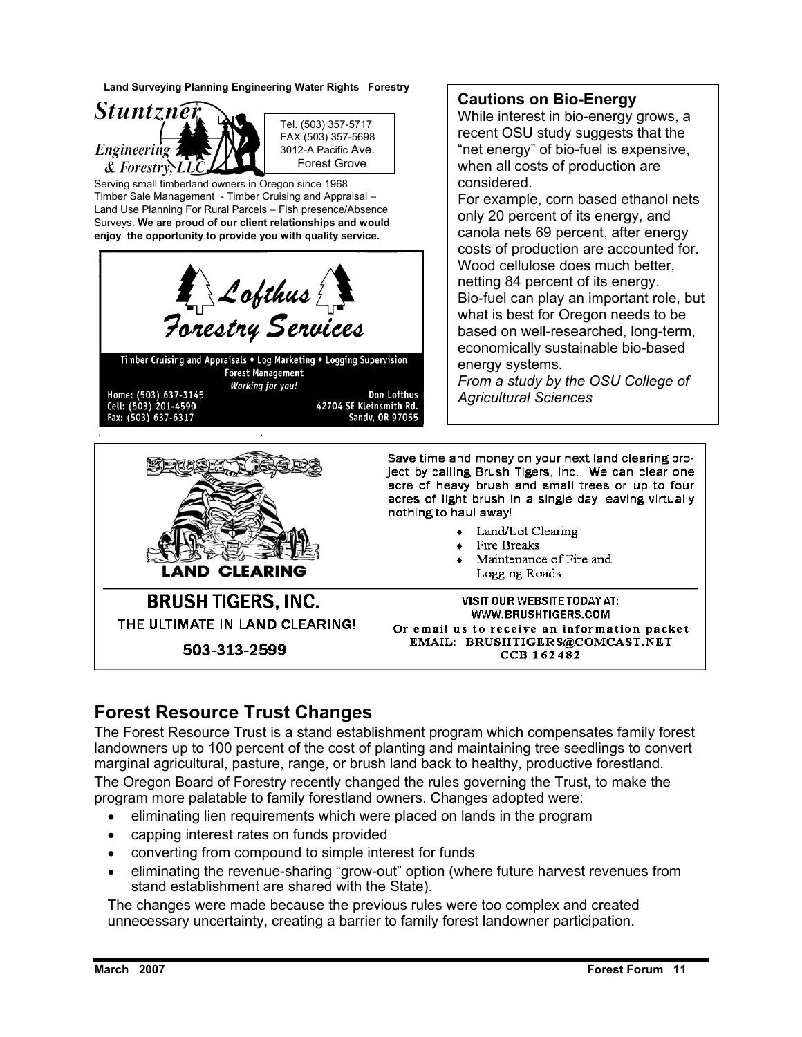Land Surveying Planning Engineering Water Rights Forestry

**Stuntzner Engineering & Forestry, LLC**

Tel. (503) 357-5717
FAX (503) 357-5698
3012-A Pacific Ave.
Forest Grove

Serving small timberland owners in Oregon since 1968
Timber Sale Management - Timber Cruising and Appraisal – Land Use Planning For Rural Parcels – Fish presence/Absence Surveys. **We are proud of our client relationships and would enjoy the opportunity to provide you with quality service.**

**Lofthus Forestry Services**

Timber Cruising and Appraisals • Log Marketing • Logging Supervision
Forest Management
*Working for you!*

Home: (503) 637-3145
Cell: (503) 201-4590
Fax: (503) 637-6317

Don Lofthus
42704 SE Kleinsmith Rd.
Sandy, OR 97055

## Cautions on Bio-Energy

While interest in bio-energy grows, a recent OSU study suggests that the "net energy" of bio-fuel is expensive, when all costs of production are considered.

For example, corn based ethanol nets only 20 percent of its energy, and canola nets 69 percent, after energy costs of production are accounted for. Wood cellulose does much better, netting 84 percent of its energy.

Bio-fuel can play an important role, but what is best for Oregon needs to be based on well-researched, long-term, economically sustainable bio-based energy systems.

*From a study by the OSU College of Agricultural Sciences*

**LAND CLEARING**

**BRUSH TIGERS, INC.**
THE ULTIMATE IN LAND CLEARING!
503-313-2599

Save time and money on your next land clearing project by calling Brush Tigers, Inc. We can clear one acre of heavy brush and small trees or up to four acres of light brush in a single day leaving virtually nothing to haul away!

- Land/Lot Clearing
- Fire Breaks
- Maintenance of Fire and Logging Roads

VISIT OUR WEBSITE TODAY AT:
WWW.BRUSHTIGERS.COM
Or email us to receive an information packet
EMAIL: BRUSHTIGERS@COMCAST.NET
CCB 162482

## Forest Resource Trust Changes

The Forest Resource Trust is a stand establishment program which compensates family forest landowners up to 100 percent of the cost of planting and maintaining tree seedlings to convert marginal agricultural, pasture, range, or brush land back to healthy, productive forestland.

The Oregon Board of Forestry recently changed the rules governing the Trust, to make the program more palatable to family forestland owners. Changes adopted were:

- eliminating lien requirements which were placed on lands in the program
- capping interest rates on funds provided
- converting from compound to simple interest for funds
- eliminating the revenue-sharing "grow-out" option (where future harvest revenues from stand establishment are shared with the State).

The changes were made because the previous rules were too complex and created unnecessary uncertainty, creating a barrier to family forest landowner participation.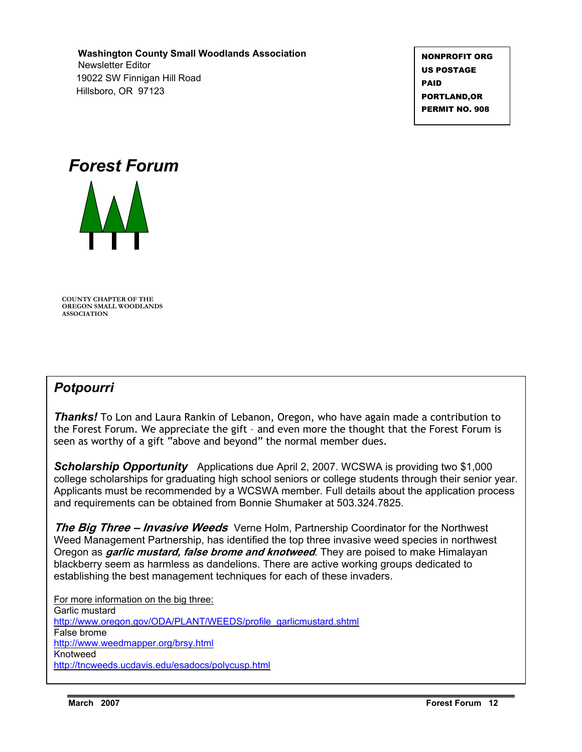**Washington County Small Woodlands Association**
Newsletter Editor
19022 SW Finnigan Hill Road
Hillsboro, OR 97123

NONPROFIT ORG
US POSTAGE
PAID
PORTLAND,OR
PERMIT NO. 908

# *Forest Forum*

COUNTY CHAPTER OF THE OREGON SMALL WOODLANDS ASSOCIATION

## *Potpourri*

***Thanks!*** To Lon and Laura Rankin of Lebanon, Oregon, who have again made a contribution to the Forest Forum. We appreciate the gift – and even more the thought that the Forest Forum is seen as worthy of a gift "above and beyond" the normal member dues.

***Scholarship Opportunity*** Applications due April 2, 2007. WCSWA is providing two $1,000 college scholarships for graduating high school seniors or college students through their senior year. Applicants must be recommended by a WCSWA member. Full details about the application process and requirements can be obtained from Bonnie Shumaker at 503.324.7825.

***The Big Three – Invasive Weeds*** Verne Holm, Partnership Coordinator for the Northwest Weed Management Partnership, has identified the top three invasive weed species in northwest Oregon as ***garlic mustard, false brome and knotweed***. They are poised to make Himalayan blackberry seem as harmless as dandelions. There are active working groups dedicated to establishing the best management techniques for each of these invaders.

For more information on the big three:
Garlic mustard
http://www.oregon.gov/ODA/PLANT/WEEDS/profile_garlicmustard.shtml
False brome
http://www.weedmapper.org/brsy.html
Knotweed
http://tncweeds.ucdavis.edu/esadocs/polycusp.html